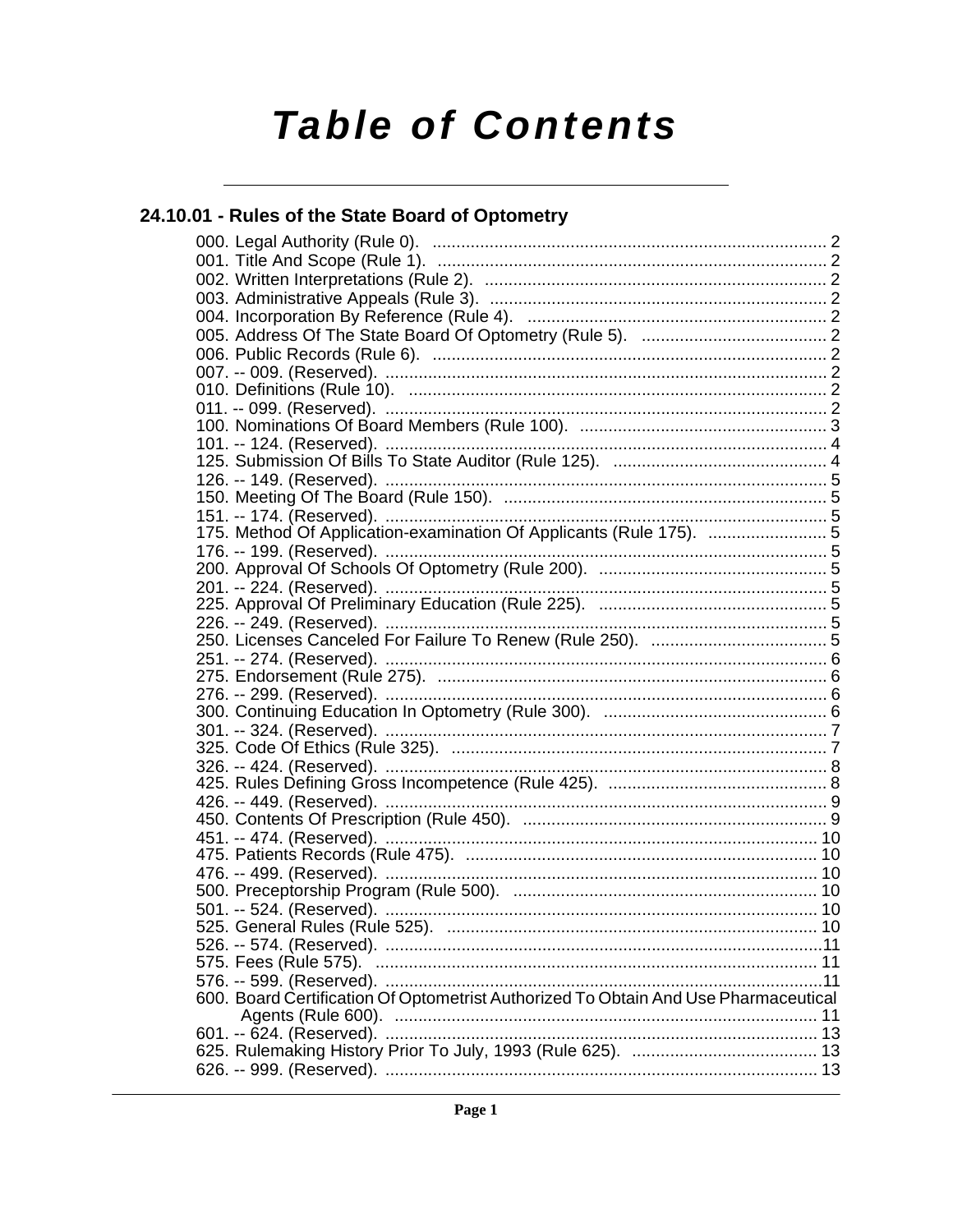# Table of Contents

## 24.10.01 - Rules of the State Board of Optometry

000. Legal Authority (Rule 0). .......... 2
001. Title And Scope (Rule 1). .......... 2
002. Written Interpretations (Rule 2). .......... 2
003. Administrative Appeals (Rule 3). .......... 2
004. Incorporation By Reference (Rule 4). .......... 2
005. Address Of The State Board Of Optometry (Rule 5). .......... 2
006. Public Records (Rule 6). .......... 2
007. -- 009. (Reserved). .......... 2
010. Definitions (Rule 10). .......... 2
011. -- 099. (Reserved). .......... 2
100. Nominations Of Board Members (Rule 100). .......... 3
101. -- 124. (Reserved). .......... 4
125. Submission Of Bills To State Auditor (Rule 125). .......... 4
126. -- 149. (Reserved). .......... 5
150. Meeting Of The Board (Rule 150). .......... 5
151. -- 174. (Reserved). .......... 5
175. Method Of Application-examination Of Applicants (Rule 175). .......... 5
176. -- 199. (Reserved). .......... 5
200. Approval Of Schools Of Optometry (Rule 200). .......... 5
201. -- 224. (Reserved). .......... 5
225. Approval Of Preliminary Education (Rule 225). .......... 5
226. -- 249. (Reserved). .......... 5
250. Licenses Canceled For Failure To Renew (Rule 250). .......... 5
251. -- 274. (Reserved). .......... 6
275. Endorsement (Rule 275). .......... 6
276. -- 299. (Reserved). .......... 6
300. Continuing Education In Optometry (Rule 300). .......... 6
301. -- 324. (Reserved). .......... 7
325. Code Of Ethics (Rule 325). .......... 7
326. -- 424. (Reserved). .......... 8
425. Rules Defining Gross Incompetence (Rule 425). .......... 8
426. -- 449. (Reserved). .......... 9
450. Contents Of Prescription (Rule 450). .......... 9
451. -- 474. (Reserved). .......... 10
475. Patients Records (Rule 475). .......... 10
476. -- 499. (Reserved). .......... 10
500. Preceptorship Program (Rule 500). .......... 10
501. -- 524. (Reserved). .......... 10
525. General Rules (Rule 525). .......... 10
526. -- 574. (Reserved). .......... 11
575. Fees (Rule 575). .......... 11
576. -- 599. (Reserved). .......... 11
600. Board Certification Of Optometrist Authorized To Obtain And Use Pharmaceutical Agents (Rule 600). .......... 11
601. -- 624. (Reserved). .......... 13
625. Rulemaking History Prior To July, 1993 (Rule 625). .......... 13
626. -- 999. (Reserved). .......... 13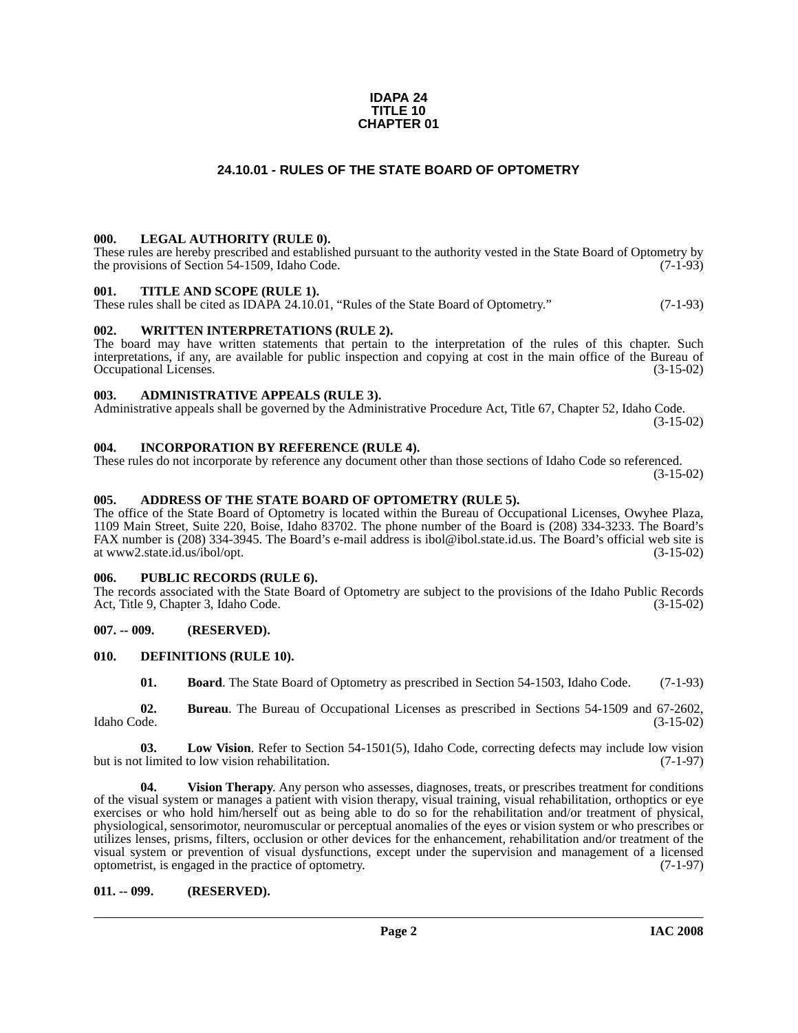**IDAPA 24**
**TITLE 10**
**CHAPTER 01**

# 24.10.01 - RULES OF THE STATE BOARD OF OPTOMETRY

### 000. LEGAL AUTHORITY (RULE 0).

These rules are hereby prescribed and established pursuant to the authority vested in the State Board of Optometry by the provisions of Section 54-1509, Idaho Code. (7-1-93)

### 001. TITLE AND SCOPE (RULE 1).

These rules shall be cited as IDAPA 24.10.01, "Rules of the State Board of Optometry." (7-1-93)

### 002. WRITTEN INTERPRETATIONS (RULE 2).

The board may have written statements that pertain to the interpretation of the rules of this chapter. Such interpretations, if any, are available for public inspection and copying at cost in the main office of the Bureau of Occupational Licenses. (3-15-02)

### 003. ADMINISTRATIVE APPEALS (RULE 3).

Administrative appeals shall be governed by the Administrative Procedure Act, Title 67, Chapter 52, Idaho Code. (3-15-02)

### 004. INCORPORATION BY REFERENCE (RULE 4).

These rules do not incorporate by reference any document other than those sections of Idaho Code so referenced. (3-15-02)

### 005. ADDRESS OF THE STATE BOARD OF OPTOMETRY (RULE 5).

The office of the State Board of Optometry is located within the Bureau of Occupational Licenses, Owyhee Plaza, 1109 Main Street, Suite 220, Boise, Idaho 83702. The phone number of the Board is (208) 334-3233. The Board's FAX number is (208) 334-3945. The Board's e-mail address is ibol@ibol.state.id.us. The Board's official web site is at www2.state.id.us/ibol/opt. (3-15-02)

### 006. PUBLIC RECORDS (RULE 6).

The records associated with the State Board of Optometry are subject to the provisions of the Idaho Public Records Act, Title 9, Chapter 3, Idaho Code. (3-15-02)

### 007. -- 009. (RESERVED).

### 010. DEFINITIONS (RULE 10).

**01. Board**. The State Board of Optometry as prescribed in Section 54-1503, Idaho Code. (7-1-93)

**02. Bureau**. The Bureau of Occupational Licenses as prescribed in Sections 54-1509 and 67-2602, Idaho Code. (3-15-02)

**03. Low Vision**. Refer to Section 54-1501(5), Idaho Code, correcting defects may include low vision but is not limited to low vision rehabilitation. (7-1-97)

**04. Vision Therapy**. Any person who assesses, diagnoses, treats, or prescribes treatment for conditions of the visual system or manages a patient with vision therapy, visual training, visual rehabilitation, orthoptics or eye exercises or who hold him/herself out as being able to do so for the rehabilitation and/or treatment of physical, physiological, sensorimotor, neuromuscular or perceptual anomalies of the eyes or vision system or who prescribes or utilizes lenses, prisms, filters, occlusion or other devices for the enhancement, rehabilitation and/or treatment of the visual system or prevention of visual dysfunctions, except under the supervision and management of a licensed optometrist, is engaged in the practice of optometry. (7-1-97)

### 011. -- 099. (RESERVED).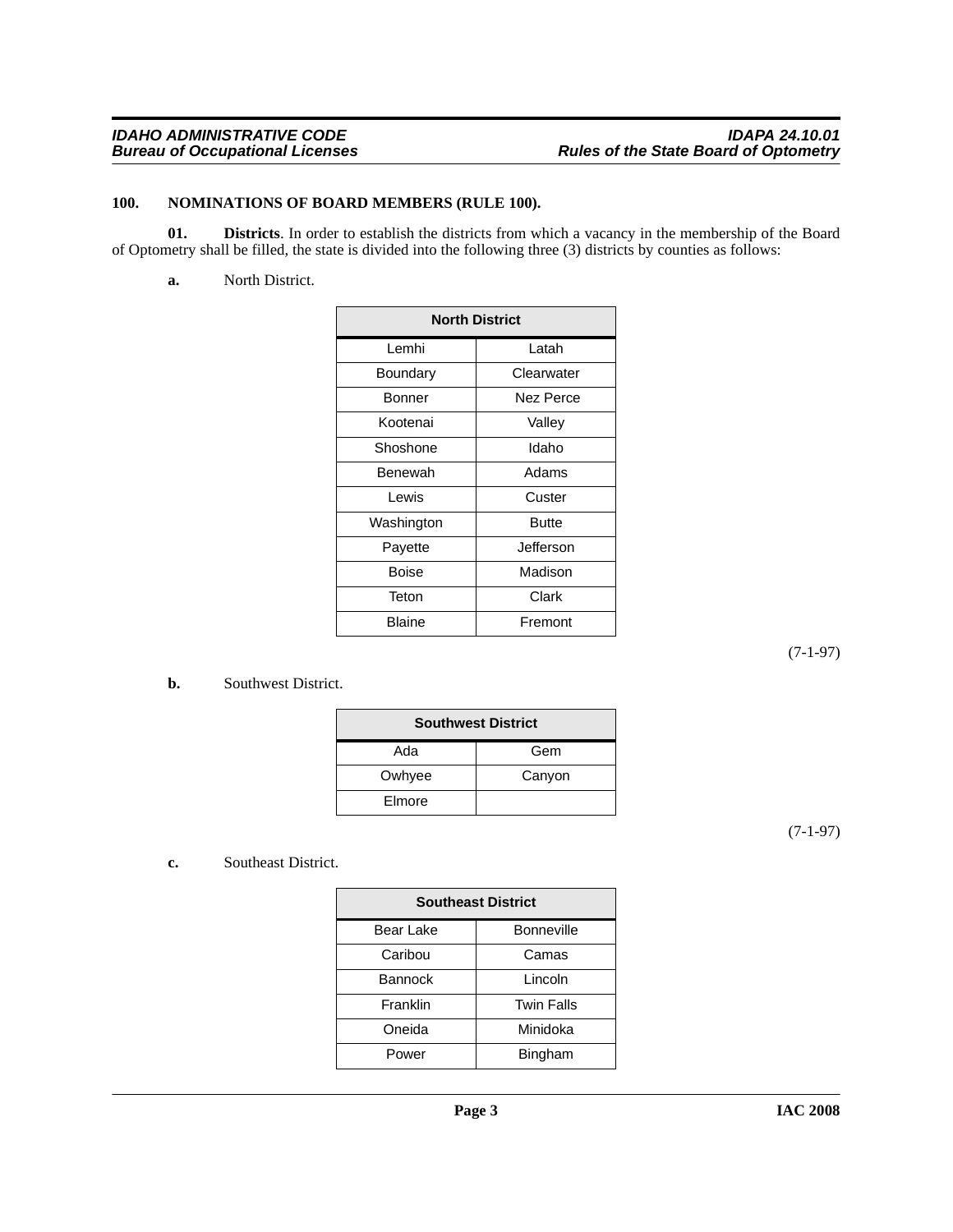### 100. NOMINATIONS OF BOARD MEMBERS (RULE 100).

**01. Districts**. In order to establish the districts from which a vacancy in the membership of the Board of Optometry shall be filled, the state is divided into the following three (3) districts by counties as follows:

**a.** North District.

| North District | |
|---|---|
| Lemhi | Latah |
| Boundary | Clearwater |
| Bonner | Nez Perce |
| Kootenai | Valley |
| Shoshone | Idaho |
| Benewah | Adams |
| Lewis | Custer |
| Washington | Butte |
| Payette | Jefferson |
| Boise | Madison |
| Teton | Clark |
| Blaine | Fremont |

(7-1-97)

**b.** Southwest District.

| Southwest District | |
|---|---|
| Ada | Gem |
| Owhyee | Canyon |
| Elmore | |

(7-1-97)

**c.** Southeast District.

| Southeast District | |
|---|---|
| Bear Lake | Bonneville |
| Caribou | Camas |
| Bannock | Lincoln |
| Franklin | Twin Falls |
| Oneida | Minidoka |
| Power | Bingham |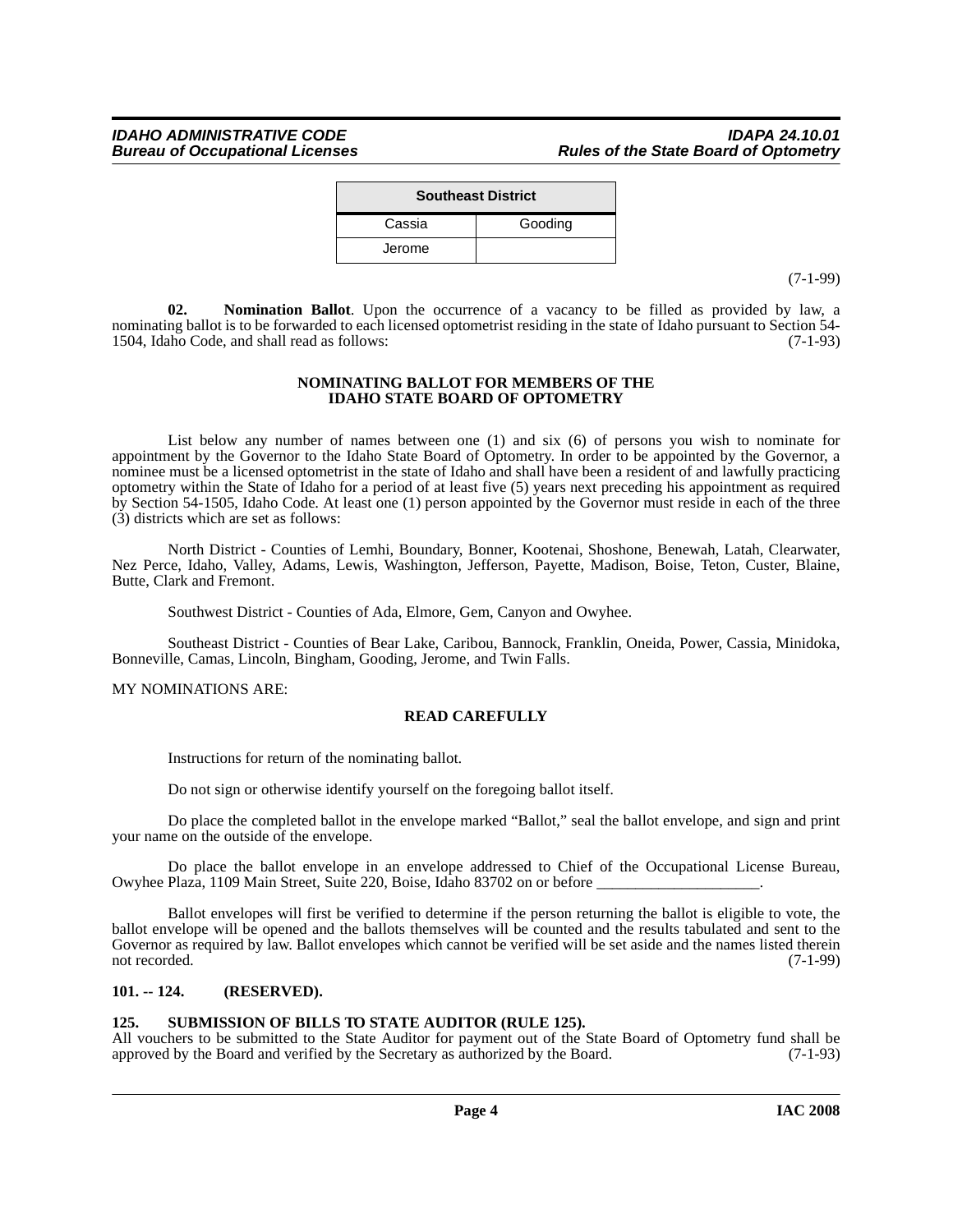| Southeast District | |
|---|---|
| Cassia | Gooding |
| Jerome | |

(7-1-99)

**02. Nomination Ballot**. Upon the occurrence of a vacancy to be filled as provided by law, a nominating ballot is to be forwarded to each licensed optometrist residing in the state of Idaho pursuant to Section 54-1504, Idaho Code, and shall read as follows: (7-1-93)

**NOMINATING BALLOT FOR MEMBERS OF THE IDAHO STATE BOARD OF OPTOMETRY**

List below any number of names between one (1) and six (6) of persons you wish to nominate for appointment by the Governor to the Idaho State Board of Optometry. In order to be appointed by the Governor, a nominee must be a licensed optometrist in the state of Idaho and shall have been a resident of and lawfully practicing optometry within the State of Idaho for a period of at least five (5) years next preceding his appointment as required by Section 54-1505, Idaho Code. At least one (1) person appointed by the Governor must reside in each of the three (3) districts which are set as follows:

North District - Counties of Lemhi, Boundary, Bonner, Kootenai, Shoshone, Benewah, Latah, Clearwater, Nez Perce, Idaho, Valley, Adams, Lewis, Washington, Jefferson, Payette, Madison, Boise, Teton, Custer, Blaine, Butte, Clark and Fremont.

Southwest District - Counties of Ada, Elmore, Gem, Canyon and Owyhee.

Southeast District - Counties of Bear Lake, Caribou, Bannock, Franklin, Oneida, Power, Cassia, Minidoka, Bonneville, Camas, Lincoln, Bingham, Gooding, Jerome, and Twin Falls.

MY NOMINATIONS ARE:

**READ CAREFULLY**

Instructions for return of the nominating ballot.

Do not sign or otherwise identify yourself on the foregoing ballot itself.

Do place the completed ballot in the envelope marked "Ballot," seal the ballot envelope, and sign and print your name on the outside of the envelope.

Do place the ballot envelope in an envelope addressed to Chief of the Occupational License Bureau, Owyhee Plaza, 1109 Main Street, Suite 220, Boise, Idaho 83702 on or before ____________________.

Ballot envelopes will first be verified to determine if the person returning the ballot is eligible to vote, the ballot envelope will be opened and the ballots themselves will be counted and the results tabulated and sent to the Governor as required by law. Ballot envelopes which cannot be verified will be set aside and the names listed therein not recorded. (7-1-99)

### 101. -- 124. (RESERVED).

### 125. SUBMISSION OF BILLS TO STATE AUDITOR (RULE 125).

All vouchers to be submitted to the State Auditor for payment out of the State Board of Optometry fund shall be approved by the Board and verified by the Secretary as authorized by the Board. (7-1-93)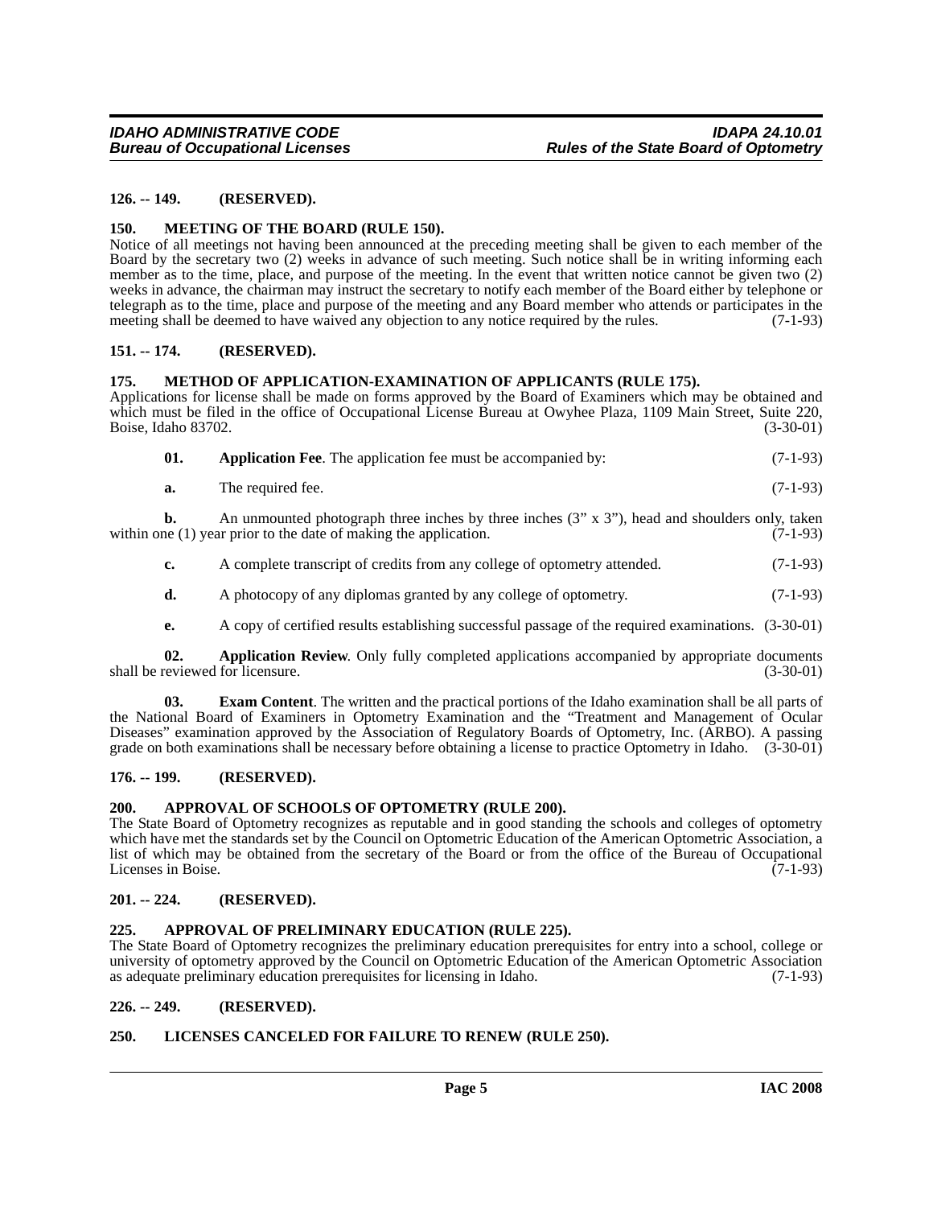### 126. -- 149. (RESERVED).

### 150. MEETING OF THE BOARD (RULE 150).

Notice of all meetings not having been announced at the preceding meeting shall be given to each member of the Board by the secretary two (2) weeks in advance of such meeting. Such notice shall be in writing informing each member as to the time, place, and purpose of the meeting. In the event that written notice cannot be given two (2) weeks in advance, the chairman may instruct the secretary to notify each member of the Board either by telephone or telegraph as to the time, place and purpose of the meeting and any Board member who attends or participates in the meeting shall be deemed to have waived any objection to any notice required by the rules. (7-1-93)

### 151. -- 174. (RESERVED).

### 175. METHOD OF APPLICATION-EXAMINATION OF APPLICANTS (RULE 175).

Applications for license shall be made on forms approved by the Board of Examiners which may be obtained and which must be filed in the office of Occupational License Bureau at Owyhee Plaza, 1109 Main Street, Suite 220, Boise, Idaho 83702. (3-30-01)

**01. Application Fee**. The application fee must be accompanied by: (7-1-93)

**a.** The required fee. (7-1-93)

**b.** An unmounted photograph three inches by three inches (3" x 3"), head and shoulders only, taken within one (1) year prior to the date of making the application. (7-1-93)

**c.** A complete transcript of credits from any college of optometry attended. (7-1-93)

**d.** A photocopy of any diplomas granted by any college of optometry. (7-1-93)

**e.** A copy of certified results establishing successful passage of the required examinations. (3-30-01)

**02. Application Review**. Only fully completed applications accompanied by appropriate documents shall be reviewed for licensure. (3-30-01)

**03. Exam Content**. The written and the practical portions of the Idaho examination shall be all parts of the National Board of Examiners in Optometry Examination and the "Treatment and Management of Ocular Diseases" examination approved by the Association of Regulatory Boards of Optometry, Inc. (ARBO). A passing grade on both examinations shall be necessary before obtaining a license to practice Optometry in Idaho. (3-30-01)

### 176. -- 199. (RESERVED).

### 200. APPROVAL OF SCHOOLS OF OPTOMETRY (RULE 200).

The State Board of Optometry recognizes as reputable and in good standing the schools and colleges of optometry which have met the standards set by the Council on Optometric Education of the American Optometric Association, a list of which may be obtained from the secretary of the Board or from the office of the Bureau of Occupational Licenses in Boise. (7-1-93)

### 201. -- 224. (RESERVED).

### 225. APPROVAL OF PRELIMINARY EDUCATION (RULE 225).

The State Board of Optometry recognizes the preliminary education prerequisites for entry into a school, college or university of optometry approved by the Council on Optometric Education of the American Optometric Association as adequate preliminary education prerequisites for licensing in Idaho. (7-1-93)

### 226. -- 249. (RESERVED).

### 250. LICENSES CANCELED FOR FAILURE TO RENEW (RULE 250).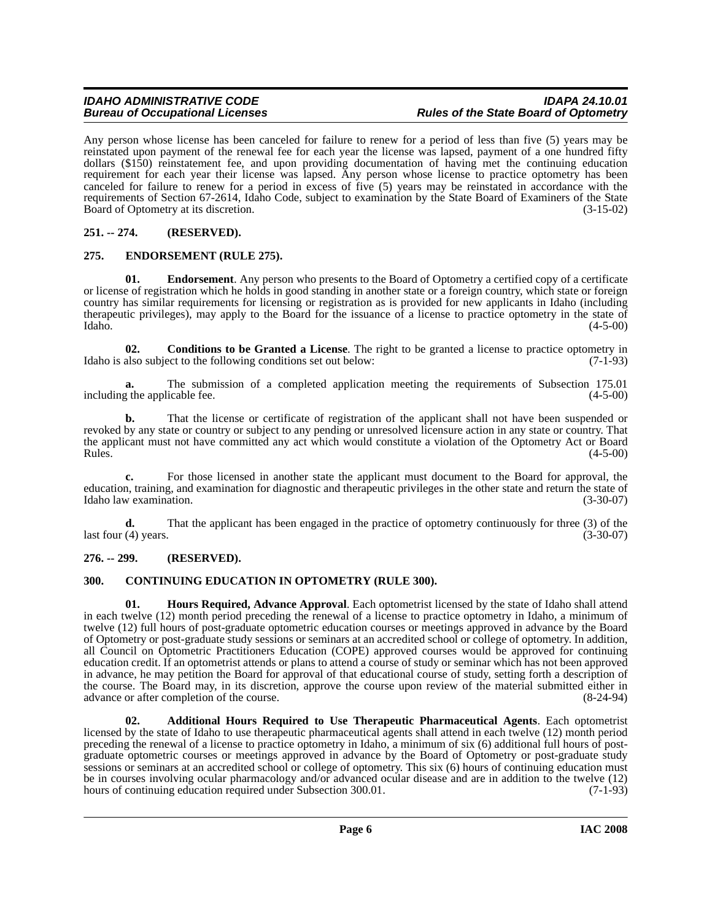Any person whose license has been canceled for failure to renew for a period of less than five (5) years may be reinstated upon payment of the renewal fee for each year the license was lapsed, payment of a one hundred fifty dollars ($150) reinstatement fee, and upon providing documentation of having met the continuing education requirement for each year their license was lapsed. Any person whose license to practice optometry has been canceled for failure to renew for a period in excess of five (5) years may be reinstated in accordance with the requirements of Section 67-2614, Idaho Code, subject to examination by the State Board of Examiners of the State Board of Optometry at its discretion. (3-15-02)

## 251. -- 274. (RESERVED).

## 275. ENDORSEMENT (RULE 275).

**01. Endorsement**. Any person who presents to the Board of Optometry a certified copy of a certificate or license of registration which he holds in good standing in another state or a foreign country, which state or foreign country has similar requirements for licensing or registration as is provided for new applicants in Idaho (including therapeutic privileges), may apply to the Board for the issuance of a license to practice optometry in the state of Idaho. (4-5-00)

**02. Conditions to be Granted a License**. The right to be granted a license to practice optometry in Idaho is also subject to the following conditions set out below: (7-1-93)

**a.** The submission of a completed application meeting the requirements of Subsection 175.01 including the applicable fee. (4-5-00)

**b.** That the license or certificate of registration of the applicant shall not have been suspended or revoked by any state or country or subject to any pending or unresolved licensure action in any state or country. That the applicant must not have committed any act which would constitute a violation of the Optometry Act or Board Rules. (4-5-00)

**c.** For those licensed in another state the applicant must document to the Board for approval, the education, training, and examination for diagnostic and therapeutic privileges in the other state and return the state of Idaho law examination. (3-30-07)

**d.** That the applicant has been engaged in the practice of optometry continuously for three (3) of the last four (4) years. (3-30-07)

## 276. -- 299. (RESERVED).

## 300. CONTINUING EDUCATION IN OPTOMETRY (RULE 300).

**01. Hours Required, Advance Approval**. Each optometrist licensed by the state of Idaho shall attend in each twelve (12) month period preceding the renewal of a license to practice optometry in Idaho, a minimum of twelve (12) full hours of post-graduate optometric education courses or meetings approved in advance by the Board of Optometry or post-graduate study sessions or seminars at an accredited school or college of optometry. In addition, all Council on Optometric Practitioners Education (COPE) approved courses would be approved for continuing education credit. If an optometrist attends or plans to attend a course of study or seminar which has not been approved in advance, he may petition the Board for approval of that educational course of study, setting forth a description of the course. The Board may, in its discretion, approve the course upon review of the material submitted either in advance or after completion of the course. (8-24-94)

**02. Additional Hours Required to Use Therapeutic Pharmaceutical Agents**. Each optometrist licensed by the state of Idaho to use therapeutic pharmaceutical agents shall attend in each twelve (12) month period preceding the renewal of a license to practice optometry in Idaho, a minimum of six (6) additional full hours of post-graduate optometric courses or meetings approved in advance by the Board of Optometry or post-graduate study sessions or seminars at an accredited school or college of optometry. This six (6) hours of continuing education must be in courses involving ocular pharmacology and/or advanced ocular disease and are in addition to the twelve (12) hours of continuing education required under Subsection 300.01. (7-1-93)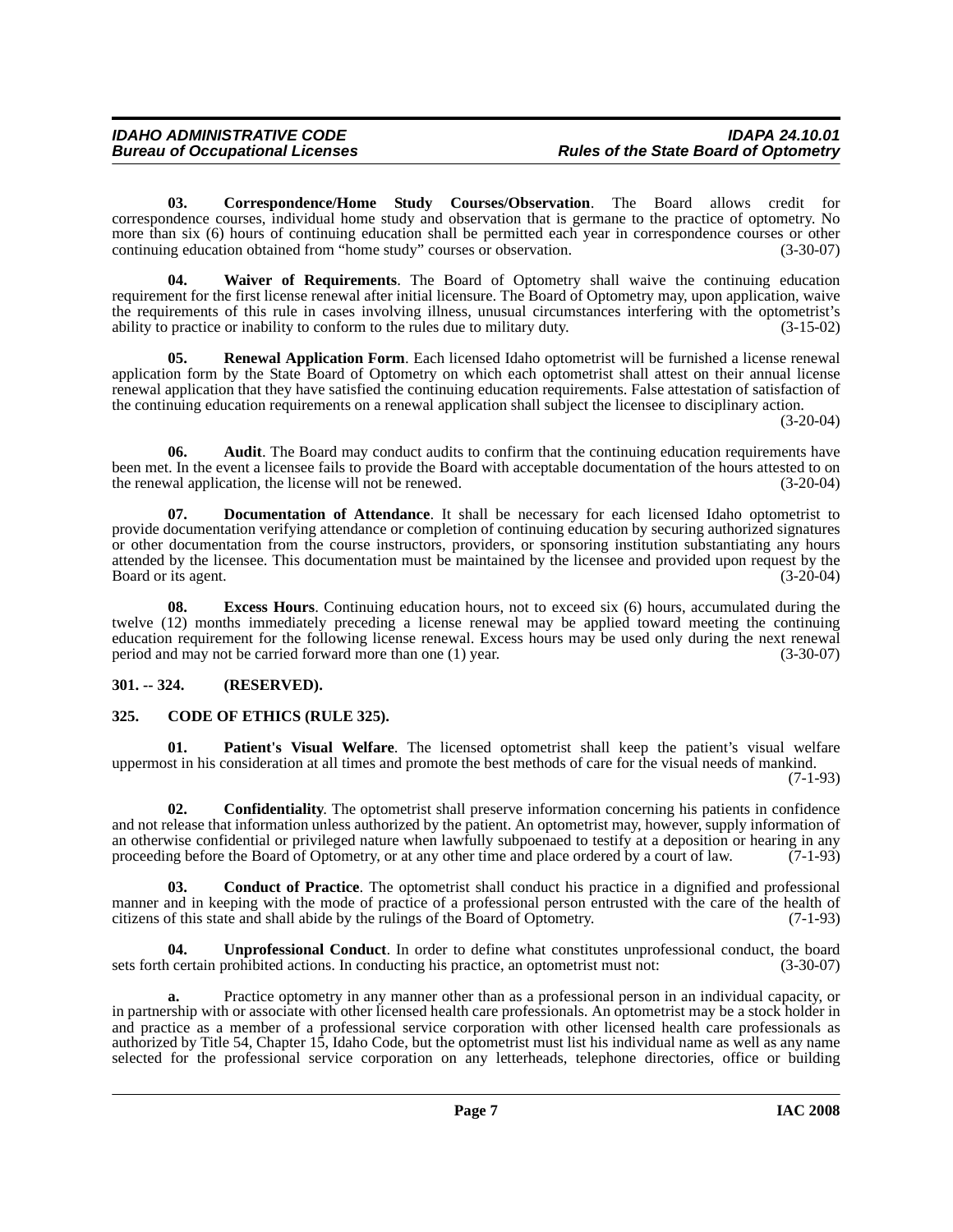**03. Correspondence/Home Study Courses/Observation**. The Board allows credit for correspondence courses, individual home study and observation that is germane to the practice of optometry. No more than six (6) hours of continuing education shall be permitted each year in correspondence courses or other continuing education obtained from "home study" courses or observation. (3-30-07)

**04. Waiver of Requirements**. The Board of Optometry shall waive the continuing education requirement for the first license renewal after initial licensure. The Board of Optometry may, upon application, waive the requirements of this rule in cases involving illness, unusual circumstances interfering with the optometrist's ability to practice or inability to conform to the rules due to military duty. (3-15-02)

**05. Renewal Application Form**. Each licensed Idaho optometrist will be furnished a license renewal application form by the State Board of Optometry on which each optometrist shall attest on their annual license renewal application that they have satisfied the continuing education requirements. False attestation of satisfaction of the continuing education requirements on a renewal application shall subject the licensee to disciplinary action. (3-20-04)

**06. Audit**. The Board may conduct audits to confirm that the continuing education requirements have been met. In the event a licensee fails to provide the Board with acceptable documentation of the hours attested to on the renewal application, the license will not be renewed. (3-20-04)

**07. Documentation of Attendance**. It shall be necessary for each licensed Idaho optometrist to provide documentation verifying attendance or completion of continuing education by securing authorized signatures or other documentation from the course instructors, providers, or sponsoring institution substantiating any hours attended by the licensee. This documentation must be maintained by the licensee and provided upon request by the Board or its agent. (3-20-04)

**08. Excess Hours**. Continuing education hours, not to exceed six (6) hours, accumulated during the twelve (12) months immediately preceding a license renewal may be applied toward meeting the continuing education requirement for the following license renewal. Excess hours may be used only during the next renewal period and may not be carried forward more than one (1) year. (3-30-07)

## 301. -- 324. (RESERVED).

## 325. CODE OF ETHICS (RULE 325).

**01. Patient's Visual Welfare**. The licensed optometrist shall keep the patient's visual welfare uppermost in his consideration at all times and promote the best methods of care for the visual needs of mankind. (7-1-93)

**02. Confidentiality**. The optometrist shall preserve information concerning his patients in confidence and not release that information unless authorized by the patient. An optometrist may, however, supply information of an otherwise confidential or privileged nature when lawfully subpoenaed to testify at a deposition or hearing in any proceeding before the Board of Optometry, or at any other time and place ordered by a court of law. (7-1-93)

**03. Conduct of Practice**. The optometrist shall conduct his practice in a dignified and professional manner and in keeping with the mode of practice of a professional person entrusted with the care of the health of citizens of this state and shall abide by the rulings of the Board of Optometry. (7-1-93)

**04. Unprofessional Conduct**. In order to define what constitutes unprofessional conduct, the board sets forth certain prohibited actions. In conducting his practice, an optometrist must not: (3-30-07)

**a.** Practice optometry in any manner other than as a professional person in an individual capacity, or in partnership with or associate with other licensed health care professionals. An optometrist may be a stock holder in and practice as a member of a professional service corporation with other licensed health care professionals as authorized by Title 54, Chapter 15, Idaho Code, but the optometrist must list his individual name as well as any name selected for the professional service corporation on any letterheads, telephone directories, office or building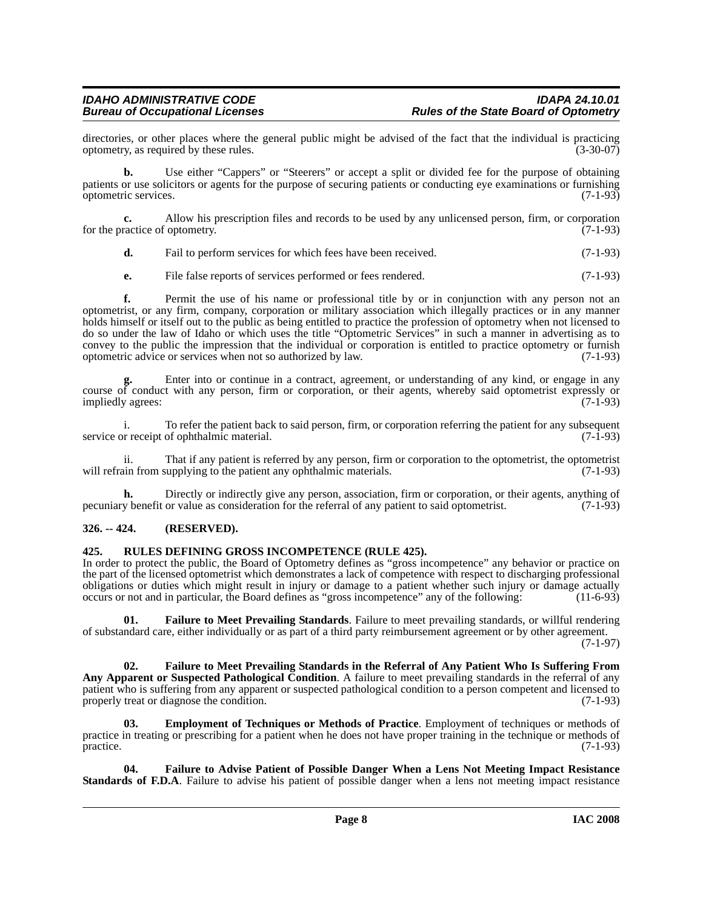directories, or other places where the general public might be advised of the fact that the individual is practicing optometry, as required by these rules. (3-30-07)

**b.** Use either "Cappers" or "Steerers" or accept a split or divided fee for the purpose of obtaining patients or use solicitors or agents for the purpose of securing patients or conducting eye examinations or furnishing optometric services. (7-1-93)

**c.** Allow his prescription files and records to be used by any unlicensed person, firm, or corporation for the practice of optometry. (7-1-93)

**d.** Fail to perform services for which fees have been received. (7-1-93)

**e.** File false reports of services performed or fees rendered. (7-1-93)

**f.** Permit the use of his name or professional title by or in conjunction with any person not an optometrist, or any firm, company, corporation or military association which illegally practices or in any manner holds himself or itself out to the public as being entitled to practice the profession of optometry when not licensed to do so under the law of Idaho or which uses the title "Optometric Services" in such a manner in advertising as to convey to the public the impression that the individual or corporation is entitled to practice optometry or furnish optometric advice or services when not so authorized by law. (7-1-93)

**g.** Enter into or continue in a contract, agreement, or understanding of any kind, or engage in any course of conduct with any person, firm or corporation, or their agents, whereby said optometrist expressly or impliedly agrees: (7-1-93)

i. To refer the patient back to said person, firm, or corporation referring the patient for any subsequent service or receipt of ophthalmic material. (7-1-93)

ii. That if any patient is referred by any person, firm or corporation to the optometrist, the optometrist will refrain from supplying to the patient any ophthalmic materials. (7-1-93)

**h.** Directly or indirectly give any person, association, firm or corporation, or their agents, anything of pecuniary benefit or value as consideration for the referral of any patient to said optometrist. (7-1-93)

## 326. -- 424. (RESERVED).

## 425. RULES DEFINING GROSS INCOMPETENCE (RULE 425).

In order to protect the public, the Board of Optometry defines as "gross incompetence" any behavior or practice on the part of the licensed optometrist which demonstrates a lack of competence with respect to discharging professional obligations or duties which might result in injury or damage to a patient whether such injury or damage actually occurs or not and in particular, the Board defines as "gross incompetence" any of the following: (11-6-93)

**01. Failure to Meet Prevailing Standards**. Failure to meet prevailing standards, or willful rendering of substandard care, either individually or as part of a third party reimbursement agreement or by other agreement. (7-1-97)

**02. Failure to Meet Prevailing Standards in the Referral of Any Patient Who Is Suffering From Any Apparent or Suspected Pathological Condition**. A failure to meet prevailing standards in the referral of any patient who is suffering from any apparent or suspected pathological condition to a person competent and licensed to properly treat or diagnose the condition. (7-1-93)

**03. Employment of Techniques or Methods of Practice**. Employment of techniques or methods of practice in treating or prescribing for a patient when he does not have proper training in the technique or methods of practice. (7-1-93)

**04. Failure to Advise Patient of Possible Danger When a Lens Not Meeting Impact Resistance Standards of F.D.A**. Failure to advise his patient of possible danger when a lens not meeting impact resistance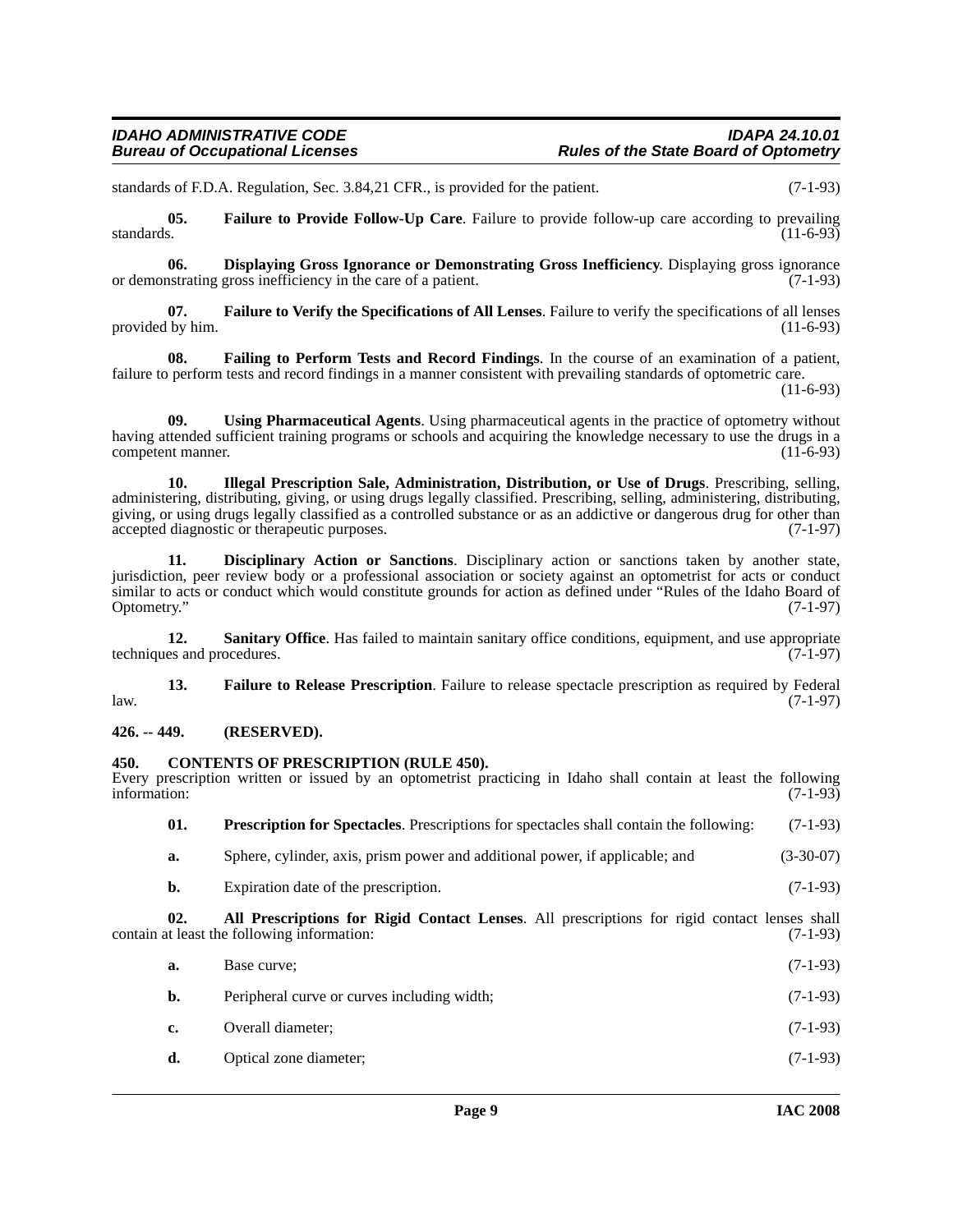standards of F.D.A. Regulation, Sec. 3.84,21 CFR., is provided for the patient. (7-1-93)

**05. Failure to Provide Follow-Up Care**. Failure to provide follow-up care according to prevailing standards. (11-6-93)

**06. Displaying Gross Ignorance or Demonstrating Gross Inefficiency**. Displaying gross ignorance or demonstrating gross inefficiency in the care of a patient. (7-1-93)

**07. Failure to Verify the Specifications of All Lenses**. Failure to verify the specifications of all lenses provided by him. (11-6-93)

**08. Failing to Perform Tests and Record Findings**. In the course of an examination of a patient, failure to perform tests and record findings in a manner consistent with prevailing standards of optometric care. (11-6-93)

**09. Using Pharmaceutical Agents**. Using pharmaceutical agents in the practice of optometry without having attended sufficient training programs or schools and acquiring the knowledge necessary to use the drugs in a competent manner. (11-6-93)

**10. Illegal Prescription Sale, Administration, Distribution, or Use of Drugs**. Prescribing, selling, administering, distributing, giving, or using drugs legally classified. Prescribing, selling, administering, distributing, giving, or using drugs legally classified as a controlled substance or as an addictive or dangerous drug for other than accepted diagnostic or therapeutic purposes. (7-1-97)

**11. Disciplinary Action or Sanctions**. Disciplinary action or sanctions taken by another state, jurisdiction, peer review body or a professional association or society against an optometrist for acts or conduct similar to acts or conduct which would constitute grounds for action as defined under "Rules of the Idaho Board of Optometry." (7-1-97)

**12. Sanitary Office**. Has failed to maintain sanitary office conditions, equipment, and use appropriate techniques and procedures. (7-1-97)

**13. Failure to Release Prescription**. Failure to release spectacle prescription as required by Federal law. (7-1-97)

## 426. -- 449. (RESERVED).

## 450. CONTENTS OF PRESCRIPTION (RULE 450).

Every prescription written or issued by an optometrist practicing in Idaho shall contain at least the following information: (7-1-93)

**01. Prescription for Spectacles**. Prescriptions for spectacles shall contain the following: (7-1-93)

**a.** Sphere, cylinder, axis, prism power and additional power, if applicable; and (3-30-07)

**b.** Expiration date of the prescription. (7-1-93)

**02. All Prescriptions for Rigid Contact Lenses**. All prescriptions for rigid contact lenses shall contain at least the following information: (7-1-93)

**a.** Base curve; (7-1-93)

**b.** Peripheral curve or curves including width; (7-1-93)

**c.** Overall diameter; (7-1-93)

**d.** Optical zone diameter; (7-1-93)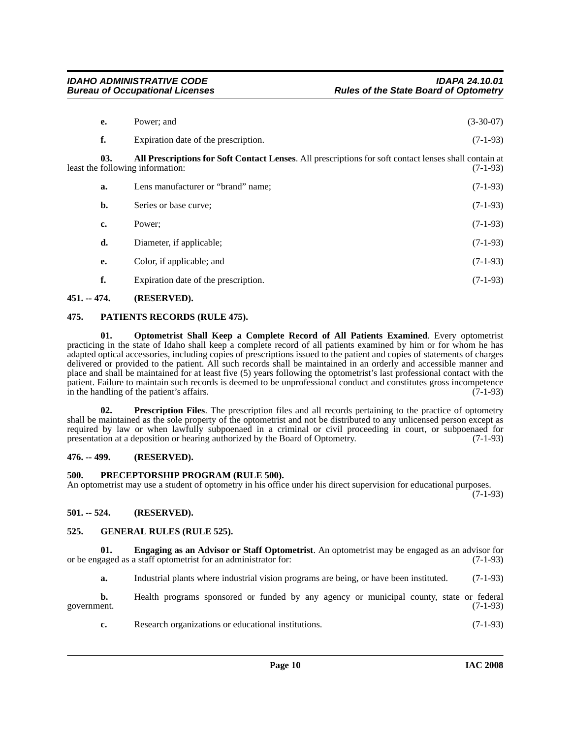**e.** Power; and (3-30-07)

**f.** Expiration date of the prescription. (7-1-93)

**03. All Prescriptions for Soft Contact Lenses**. All prescriptions for soft contact lenses shall contain at least the following information: (7-1-93)

**a.** Lens manufacturer or "brand" name; (7-1-93)

**b.** Series or base curve; (7-1-93)

**c.** Power; (7-1-93)

**d.** Diameter, if applicable; (7-1-93)

**e.** Color, if applicable; and (7-1-93)

**f.** Expiration date of the prescription. (7-1-93)

## 451. -- 474. (RESERVED).

## 475. PATIENTS RECORDS (RULE 475).

**01. Optometrist Shall Keep a Complete Record of All Patients Examined**. Every optometrist practicing in the state of Idaho shall keep a complete record of all patients examined by him or for whom he has adapted optical accessories, including copies of prescriptions issued to the patient and copies of statements of charges delivered or provided to the patient. All such records shall be maintained in an orderly and accessible manner and place and shall be maintained for at least five (5) years following the optometrist's last professional contact with the patient. Failure to maintain such records is deemed to be unprofessional conduct and constitutes gross incompetence in the handling of the patient's affairs. (7-1-93)

**02. Prescription Files**. The prescription files and all records pertaining to the practice of optometry shall be maintained as the sole property of the optometrist and not be distributed to any unlicensed person except as required by law or when lawfully subpoenaed in a criminal or civil proceeding in court, or subpoenaed for presentation at a deposition or hearing authorized by the Board of Optometry. (7-1-93)

## 476. -- 499. (RESERVED).

## 500. PRECEPTORSHIP PROGRAM (RULE 500).

An optometrist may use a student of optometry in his office under his direct supervision for educational purposes. (7-1-93)

## 501. -- 524. (RESERVED).

## 525. GENERAL RULES (RULE 525).

**01. Engaging as an Advisor or Staff Optometrist**. An optometrist may be engaged as an advisor for or be engaged as a staff optometrist for an administrator for: (7-1-93)

**a.** Industrial plants where industrial vision programs are being, or have been instituted. (7-1-93)

**b.** Health programs sponsored or funded by any agency or municipal county, state or federal government. (7-1-93)

**c.** Research organizations or educational institutions. (7-1-93)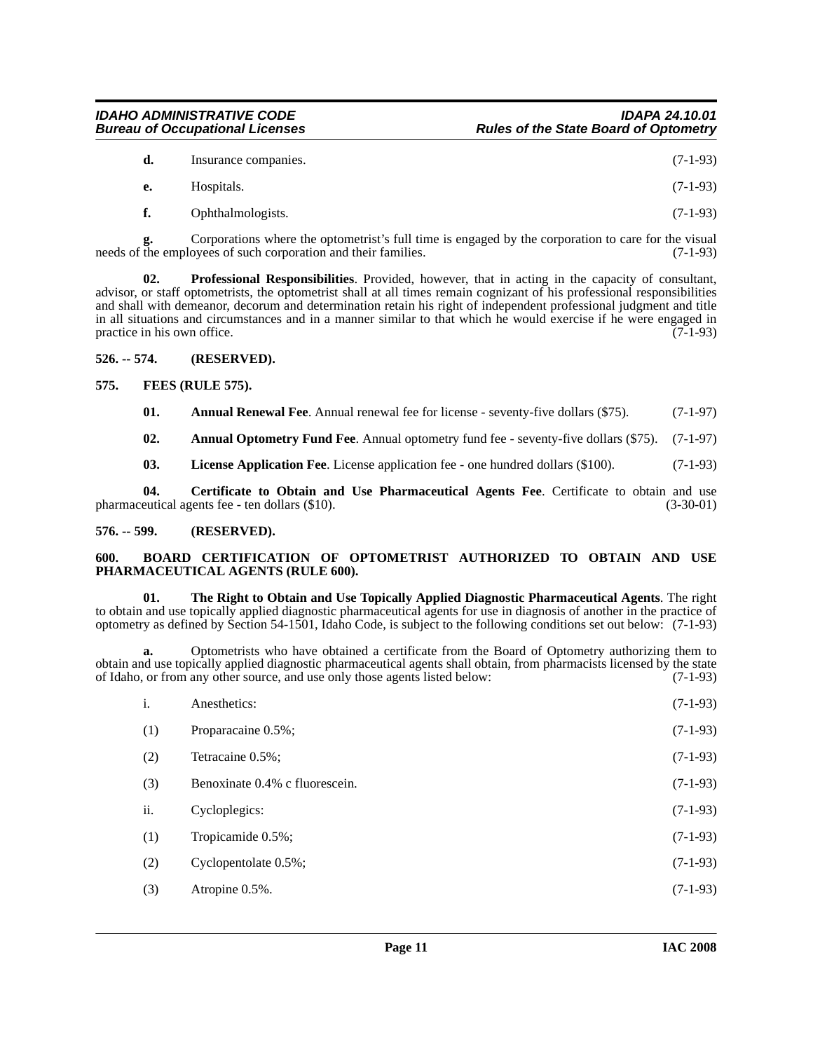**d.** Insurance companies. (7-1-93)

**e.** Hospitals. (7-1-93)

**f.** Ophthalmologists. (7-1-93)

**g.** Corporations where the optometrist's full time is engaged by the corporation to care for the visual needs of the employees of such corporation and their families. (7-1-93)

**02. Professional Responsibilities**. Provided, however, that in acting in the capacity of consultant, advisor, or staff optometrists, the optometrist shall at all times remain cognizant of his professional responsibilities and shall with demeanor, decorum and determination retain his right of independent professional judgment and title in all situations and circumstances and in a manner similar to that which he would exercise if he were engaged in practice in his own office. (7-1-93)

## 526. -- 574. (RESERVED).

## 575. FEES (RULE 575).

**01. Annual Renewal Fee**. Annual renewal fee for license - seventy-five dollars ($75). (7-1-97)

**02. Annual Optometry Fund Fee**. Annual optometry fund fee - seventy-five dollars ($75). (7-1-97)

**03. License Application Fee**. License application fee - one hundred dollars ($100). (7-1-93)

**04. Certificate to Obtain and Use Pharmaceutical Agents Fee**. Certificate to obtain and use pharmaceutical agents fee - ten dollars ($10). (3-30-01)

## 576. -- 599. (RESERVED).

## 600. BOARD CERTIFICATION OF OPTOMETRIST AUTHORIZED TO OBTAIN AND USE PHARMACEUTICAL AGENTS (RULE 600).

**01. The Right to Obtain and Use Topically Applied Diagnostic Pharmaceutical Agents**. The right to obtain and use topically applied diagnostic pharmaceutical agents for use in diagnosis of another in the practice of optometry as defined by Section 54-1501, Idaho Code, is subject to the following conditions set out below: (7-1-93)

**a.** Optometrists who have obtained a certificate from the Board of Optometry authorizing them to obtain and use topically applied diagnostic pharmaceutical agents shall obtain, from pharmacists licensed by the state of Idaho, or from any other source, and use only those agents listed below: (7-1-93)

i. Anesthetics: (7-1-93)

(1) Proparacaine 0.5%; (7-1-93)

(2) Tetracaine 0.5%; (7-1-93)

(3) Benoxinate 0.4% c fluorescein. (7-1-93)

ii. Cycloplegics: (7-1-93)

(1) Tropicamide 0.5%; (7-1-93)

(2) Cyclopentolate 0.5%; (7-1-93)

(3) Atropine 0.5%. (7-1-93)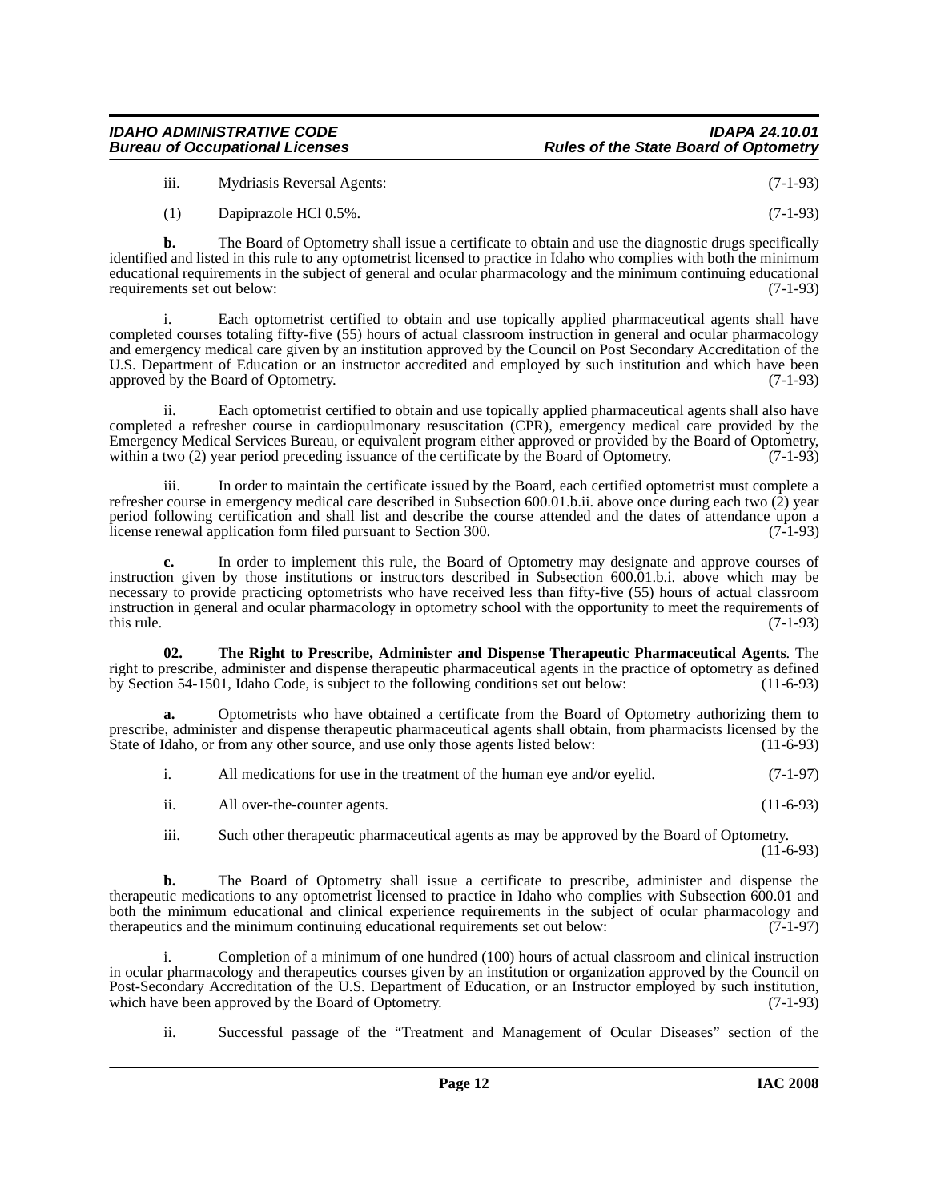iii. Mydriasis Reversal Agents: (7-1-93)

(1) Dapiprazole HCl 0.5%. (7-1-93)

**b.** The Board of Optometry shall issue a certificate to obtain and use the diagnostic drugs specifically identified and listed in this rule to any optometrist licensed to practice in Idaho who complies with both the minimum educational requirements in the subject of general and ocular pharmacology and the minimum continuing educational requirements set out below: (7-1-93)

i. Each optometrist certified to obtain and use topically applied pharmaceutical agents shall have completed courses totaling fifty-five (55) hours of actual classroom instruction in general and ocular pharmacology and emergency medical care given by an institution approved by the Council on Post Secondary Accreditation of the U.S. Department of Education or an instructor accredited and employed by such institution and which have been approved by the Board of Optometry. (7-1-93)

ii. Each optometrist certified to obtain and use topically applied pharmaceutical agents shall also have completed a refresher course in cardiopulmonary resuscitation (CPR), emergency medical care provided by the Emergency Medical Services Bureau, or equivalent program either approved or provided by the Board of Optometry, within a two (2) year period preceding issuance of the certificate by the Board of Optometry. (7-1-93)

iii. In order to maintain the certificate issued by the Board, each certified optometrist must complete a refresher course in emergency medical care described in Subsection 600.01.b.ii. above once during each two (2) year period following certification and shall list and describe the course attended and the dates of attendance upon a license renewal application form filed pursuant to Section 300. (7-1-93)

**c.** In order to implement this rule, the Board of Optometry may designate and approve courses of instruction given by those institutions or instructors described in Subsection 600.01.b.i. above which may be necessary to provide practicing optometrists who have received less than fifty-five (55) hours of actual classroom instruction in general and ocular pharmacology in optometry school with the opportunity to meet the requirements of this rule. (7-1-93)

**02. The Right to Prescribe, Administer and Dispense Therapeutic Pharmaceutical Agents**. The right to prescribe, administer and dispense therapeutic pharmaceutical agents in the practice of optometry as defined by Section 54-1501, Idaho Code, is subject to the following conditions set out below: (11-6-93)

**a.** Optometrists who have obtained a certificate from the Board of Optometry authorizing them to prescribe, administer and dispense therapeutic pharmaceutical agents shall obtain, from pharmacists licensed by the State of Idaho, or from any other source, and use only those agents listed below: (11-6-93)

i. All medications for use in the treatment of the human eye and/or eyelid. (7-1-97)

ii. All over-the-counter agents. (11-6-93)

iii. Such other therapeutic pharmaceutical agents as may be approved by the Board of Optometry. (11-6-93)

**b.** The Board of Optometry shall issue a certificate to prescribe, administer and dispense the therapeutic medications to any optometrist licensed to practice in Idaho who complies with Subsection 600.01 and both the minimum educational and clinical experience requirements in the subject of ocular pharmacology and therapeutics and the minimum continuing educational requirements set out below: (7-1-97)

i. Completion of a minimum of one hundred (100) hours of actual classroom and clinical instruction in ocular pharmacology and therapeutics courses given by an institution or organization approved by the Council on Post-Secondary Accreditation of the U.S. Department of Education, or an Instructor employed by such institution, which have been approved by the Board of Optometry. (7-1-93)

ii. Successful passage of the "Treatment and Management of Ocular Diseases" section of the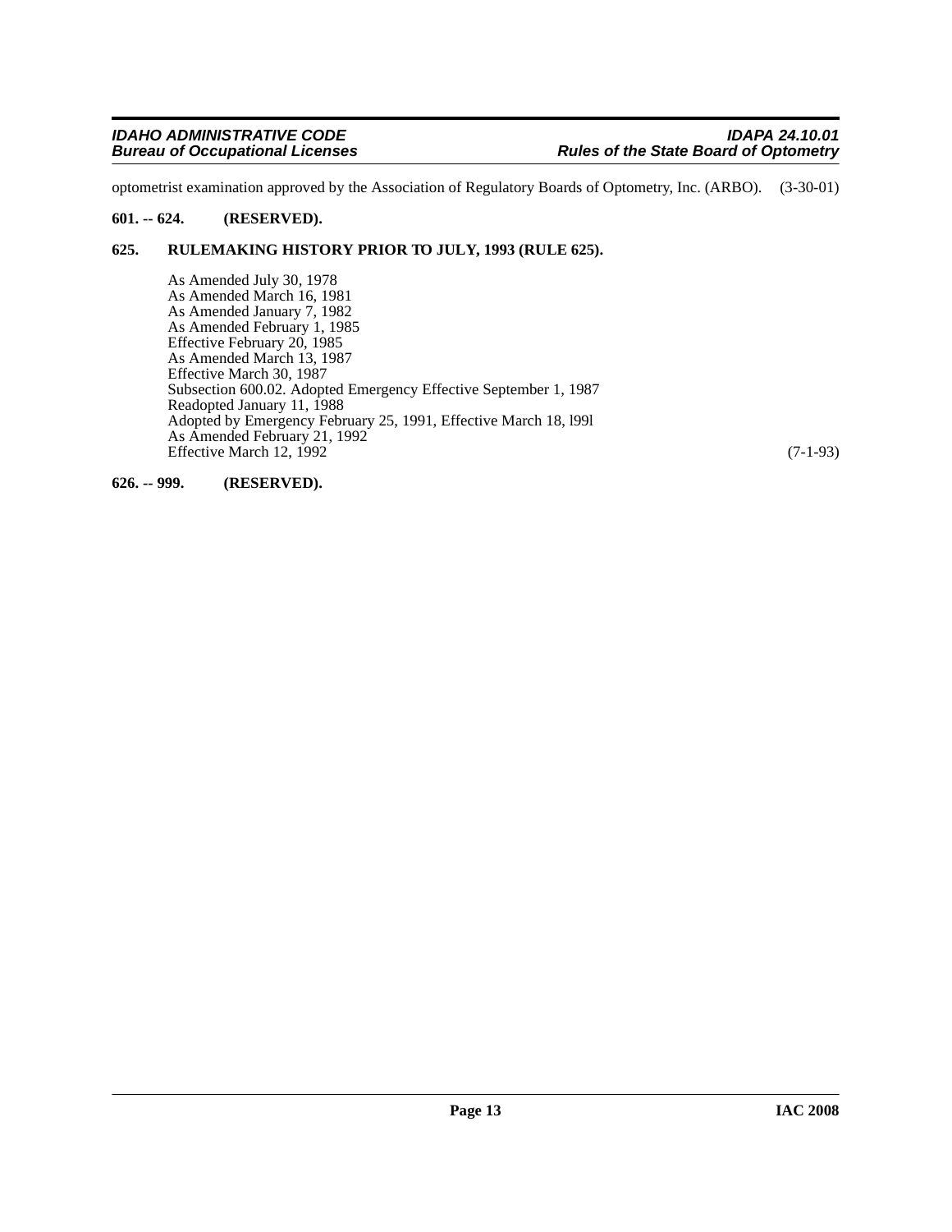optometrist examination approved by the Association of Regulatory Boards of Optometry, Inc. (ARBO). (3-30-01)

**601. -- 624. (RESERVED).**

**625. RULEMAKING HISTORY PRIOR TO JULY, 1993 (RULE 625).**

As Amended July 30, 1978
As Amended March 16, 1981
As Amended January 7, 1982
As Amended February 1, 1985
Effective February 20, 1985
As Amended March 13, 1987
Effective March 30, 1987
Subsection 600.02. Adopted Emergency Effective September 1, 1987
Readopted January 11, 1988
Adopted by Emergency February 25, 1991, Effective March 18, l99l
As Amended February 21, 1992
Effective March 12, 1992 (7-1-93)

**626. -- 999. (RESERVED).**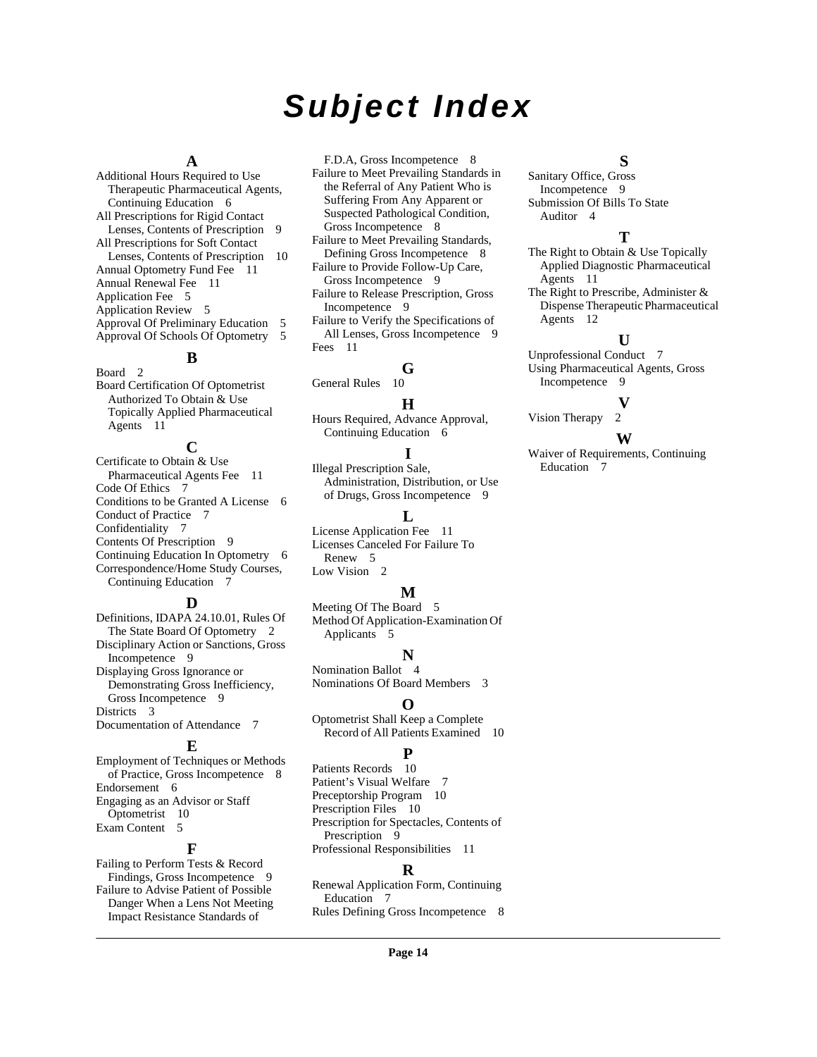# Subject Index

**A**

Additional Hours Required to Use Therapeutic Pharmaceutical Agents, Continuing Education 6
All Prescriptions for Rigid Contact Lenses, Contents of Prescription 9
All Prescriptions for Soft Contact Lenses, Contents of Prescription 10
Annual Optometry Fund Fee 11
Annual Renewal Fee 11
Application Fee 5
Application Review 5
Approval Of Preliminary Education 5
Approval Of Schools Of Optometry 5

**B**

Board 2
Board Certification Of Optometrist Authorized To Obtain & Use Topically Applied Pharmaceutical Agents 11

**C**

Certificate to Obtain & Use Pharmaceutical Agents Fee 11
Code Of Ethics 7
Conditions to be Granted A License 6
Conduct of Practice 7
Confidentiality 7
Contents Of Prescription 9
Continuing Education In Optometry 6
Correspondence/Home Study Courses, Continuing Education 7

**D**

Definitions, IDAPA 24.10.01, Rules Of The State Board Of Optometry 2
Disciplinary Action or Sanctions, Gross Incompetence 9
Displaying Gross Ignorance or Demonstrating Gross Inefficiency, Gross Incompetence 9
Districts 3
Documentation of Attendance 7

**E**

Employment of Techniques or Methods of Practice, Gross Incompetence 8
Endorsement 6
Engaging as an Advisor or Staff Optometrist 10
Exam Content 5

**F**

Failing to Perform Tests & Record Findings, Gross Incompetence 9
Failure to Advise Patient of Possible Danger When a Lens Not Meeting Impact Resistance Standards of F.D.A, Gross Incompetence 8
Failure to Meet Prevailing Standards in the Referral of Any Patient Who is Suffering From Any Apparent or Suspected Pathological Condition, Gross Incompetence 8
Failure to Meet Prevailing Standards, Defining Gross Incompetence 8
Failure to Provide Follow-Up Care, Gross Incompetence 9
Failure to Release Prescription, Gross Incompetence 9
Failure to Verify the Specifications of All Lenses, Gross Incompetence 9
Fees 11

**G**

General Rules 10

**H**

Hours Required, Advance Approval, Continuing Education 6

**I**

Illegal Prescription Sale, Administration, Distribution, or Use of Drugs, Gross Incompetence 9

**L**

License Application Fee 11
Licenses Canceled For Failure To Renew 5
Low Vision 2

**M**

Meeting Of The Board 5
Method Of Application-Examination Of Applicants 5

**N**

Nomination Ballot 4
Nominations Of Board Members 3

**O**

Optometrist Shall Keep a Complete Record of All Patients Examined 10

**P**

Patients Records 10
Patient's Visual Welfare 7
Preceptorship Program 10
Prescription Files 10
Prescription for Spectacles, Contents of Prescription 9
Professional Responsibilities 11

**R**

Renewal Application Form, Continuing Education 7
Rules Defining Gross Incompetence 8

**S**

Sanitary Office, Gross Incompetence 9
Submission Of Bills To State Auditor 4

**T**

The Right to Obtain & Use Topically Applied Diagnostic Pharmaceutical Agents 11
The Right to Prescribe, Administer & Dispense Therapeutic Pharmaceutical Agents 12

**U**

Unprofessional Conduct 7
Using Pharmaceutical Agents, Gross Incompetence 9

**V**

Vision Therapy 2

**W**

Waiver of Requirements, Continuing Education 7